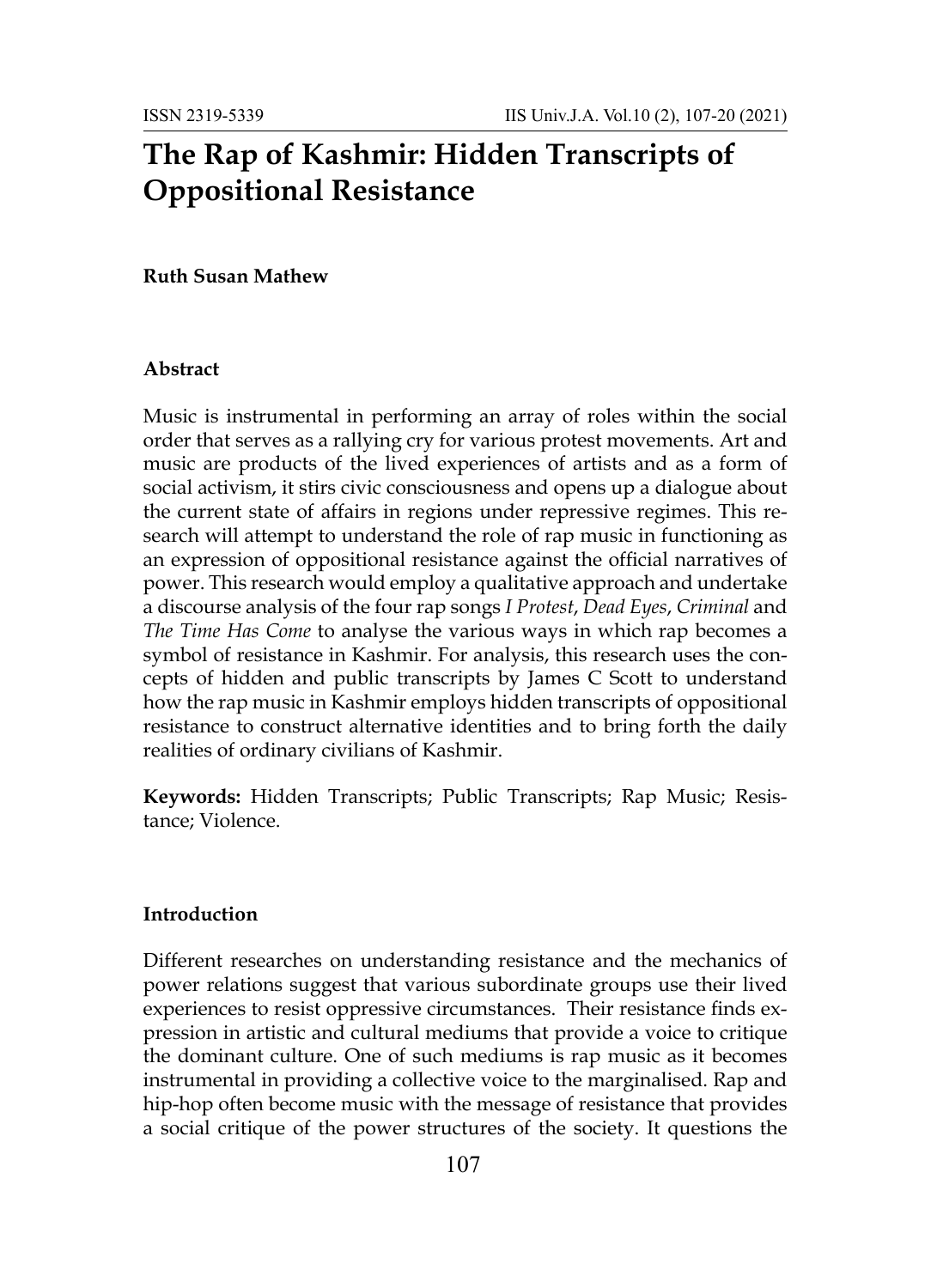# The Rap of Kashmir: Hidden Transcripts of Oppositional Resistance

**Ruth Susan Mathew**

### Abstract

Music is instrumental in performing an array of roles within the social order that serves as a rallying cry for various protest movements. Art and music are products of the lived experiences of artists and as a form of social activism, it stirs civic consciousness and opens up a dialogue about the current state of affairs in regions under repressive regimes. This research will attempt to understand the role of rap music in functioning as an expression of oppositional resistance against the official narratives of power. This research would employ a qualitative approach and undertake a discourse analysis of the four rap songs *I Protest*, *Dead Eyes*, *Criminal* and *The Time Has Come* to analyse the various ways in which rap becomes a symbol of resistance in Kashmir. For analysis, this research uses the concepts of hidden and public transcripts by James C Scott to understand how the rap music in Kashmir employs hidden transcripts of oppositional resistance to construct alternative identities and to bring forth the daily realities of ordinary civilians of Kashmir.

**Keywords:** Hidden Transcripts; Public Transcripts; Rap Music; Resistance; Violence.

### Introduction

Different researches on understanding resistance and the mechanics of power relations suggest that various subordinate groups use their lived experiences to resist oppressive circumstances. Their resistance finds expression in artistic and cultural mediums that provide a voice to critique the dominant culture. One of such mediums is rap music as it becomes instrumental in providing a collective voice to the marginalised. Rap and hip-hop often become music with the message of resistance that provides a social critique of the power structures of the society. It questions the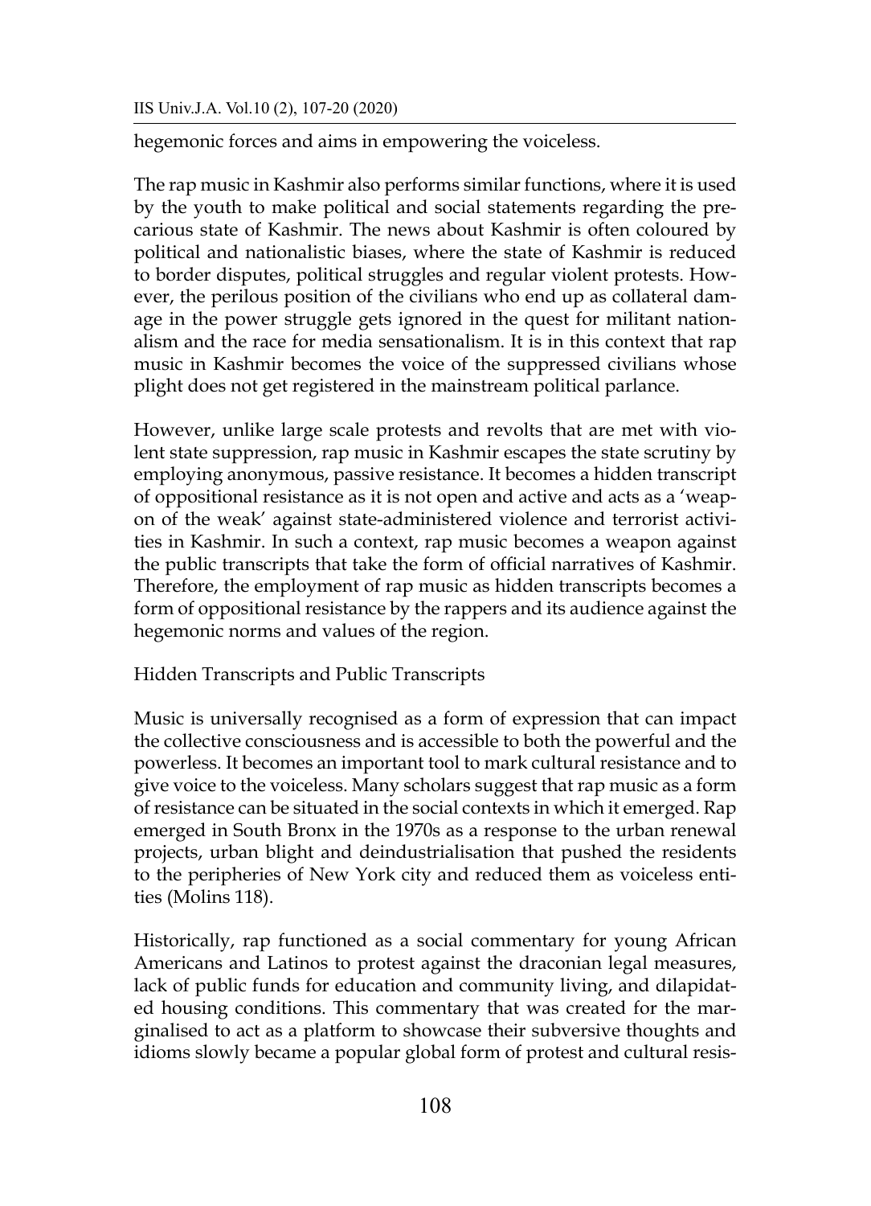hegemonic forces and aims in empowering the voiceless.

The rap music in Kashmir also performs similar functions, where it is used by the youth to make political and social statements regarding the precarious state of Kashmir. The news about Kashmir is often coloured by political and nationalistic biases, where the state of Kashmir is reduced to border disputes, political struggles and regular violent protests. However, the perilous position of the civilians who end up as collateral damage in the power struggle gets ignored in the quest for militant nationalism and the race for media sensationalism. It is in this context that rap music in Kashmir becomes the voice of the suppressed civilians whose plight does not get registered in the mainstream political parlance.

However, unlike large scale protests and revolts that are met with violent state suppression, rap music in Kashmir escapes the state scrutiny by employing anonymous, passive resistance. It becomes a hidden transcript of oppositional resistance as it is not open and active and acts as a 'weapon of the weak' against state-administered violence and terrorist activities in Kashmir. In such a context, rap music becomes a weapon against the public transcripts that take the form of official narratives of Kashmir. Therefore, the employment of rap music as hidden transcripts becomes a form of oppositional resistance by the rappers and its audience against the hegemonic norms and values of the region.

## Hidden Transcripts and Public Transcripts

Music is universally recognised as a form of expression that can impact the collective consciousness and is accessible to both the powerful and the powerless. It becomes an important tool to mark cultural resistance and to give voice to the voiceless. Many scholars suggest that rap music as a form of resistance can be situated in the social contexts in which it emerged. Rap emerged in South Bronx in the 1970s as a response to the urban renewal projects, urban blight and deindustrialisation that pushed the residents to the peripheries of New York city and reduced them as voiceless entities (Molins 118).

Historically, rap functioned as a social commentary for young African Americans and Latinos to protest against the draconian legal measures, lack of public funds for education and community living, and dilapidated housing conditions. This commentary that was created for the marginalised to act as a platform to showcase their subversive thoughts and idioms slowly became a popular global form of protest and cultural resis-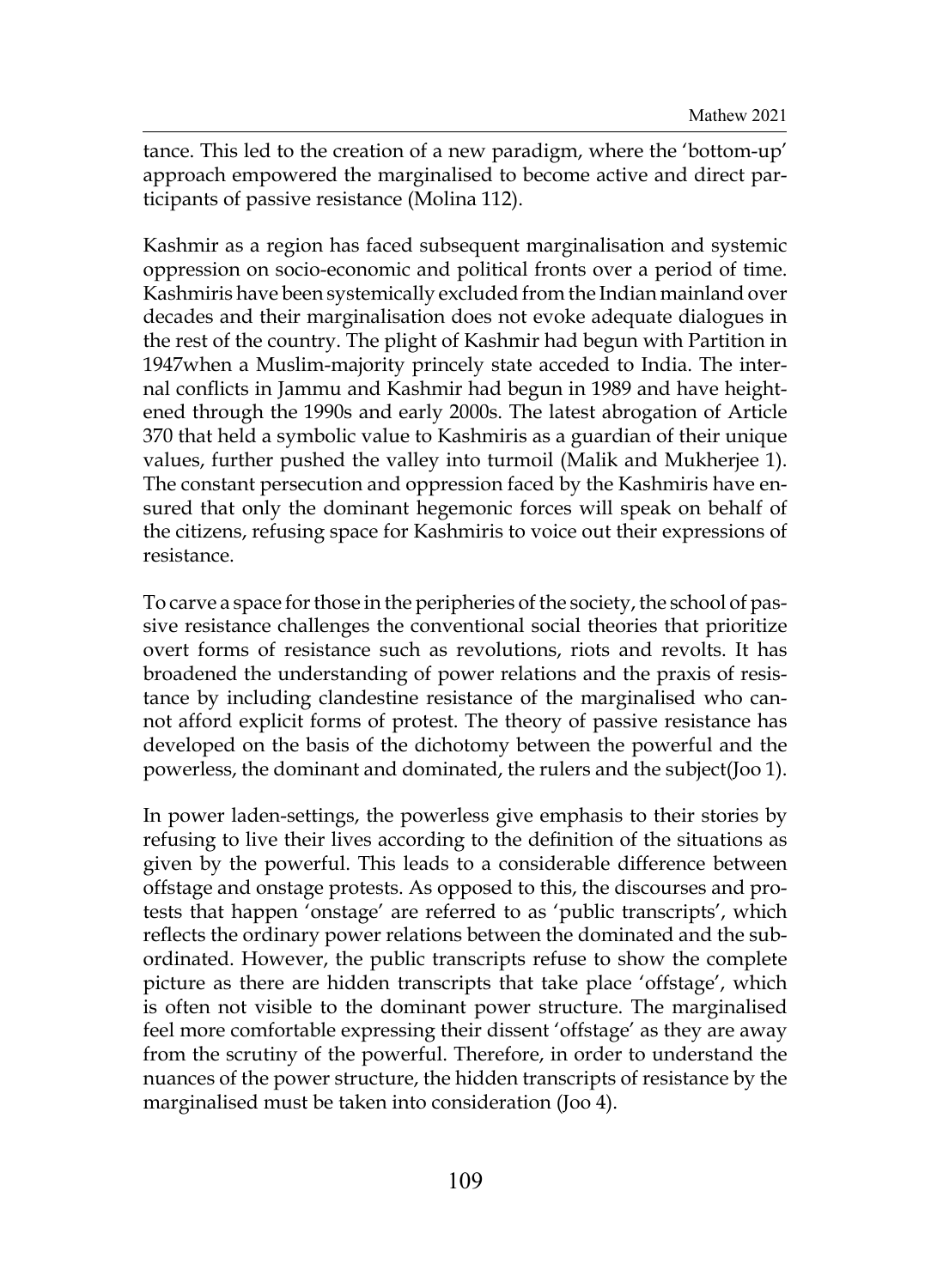tance. This led to the creation of a new paradigm, where the 'bottom-up' approach empowered the marginalised to become active and direct participants of passive resistance (Molina 112).

Kashmir as a region has faced subsequent marginalisation and systemic oppression on socio-economic and political fronts over a period of time. Kashmiris have been systemically excluded from the Indian mainland over decades and their marginalisation does not evoke adequate dialogues in the rest of the country. The plight of Kashmir had begun with Partition in 1947when a Muslim-majority princely state acceded to India. The internal conflicts in Jammu and Kashmir had begun in 1989 and have heightened through the 1990s and early 2000s. The latest abrogation of Article 370 that held a symbolic value to Kashmiris as a guardian of their unique values, further pushed the valley into turmoil (Malik and Mukherjee 1). The constant persecution and oppression faced by the Kashmiris have ensured that only the dominant hegemonic forces will speak on behalf of the citizens, refusing space for Kashmiris to voice out their expressions of resistance.

To carve a space for those in the peripheries of the society, the school of passive resistance challenges the conventional social theories that prioritize overt forms of resistance such as revolutions, riots and revolts. It has broadened the understanding of power relations and the praxis of resistance by including clandestine resistance of the marginalised who cannot afford explicit forms of protest. The theory of passive resistance has developed on the basis of the dichotomy between the powerful and the powerless, the dominant and dominated, the rulers and the subject(Joo 1).

In power laden-settings, the powerless give emphasis to their stories by refusing to live their lives according to the definition of the situations as given by the powerful. This leads to a considerable difference between offstage and onstage protests. As opposed to this, the discourses and protests that happen 'onstage' are referred to as 'public transcripts', which reflects the ordinary power relations between the dominated and the subordinated. However, the public transcripts refuse to show the complete picture as there are hidden transcripts that take place 'offstage', which is often not visible to the dominant power structure. The marginalised feel more comfortable expressing their dissent 'offstage' as they are away from the scrutiny of the powerful. Therefore, in order to understand the nuances of the power structure, the hidden transcripts of resistance by the marginalised must be taken into consideration (Joo 4).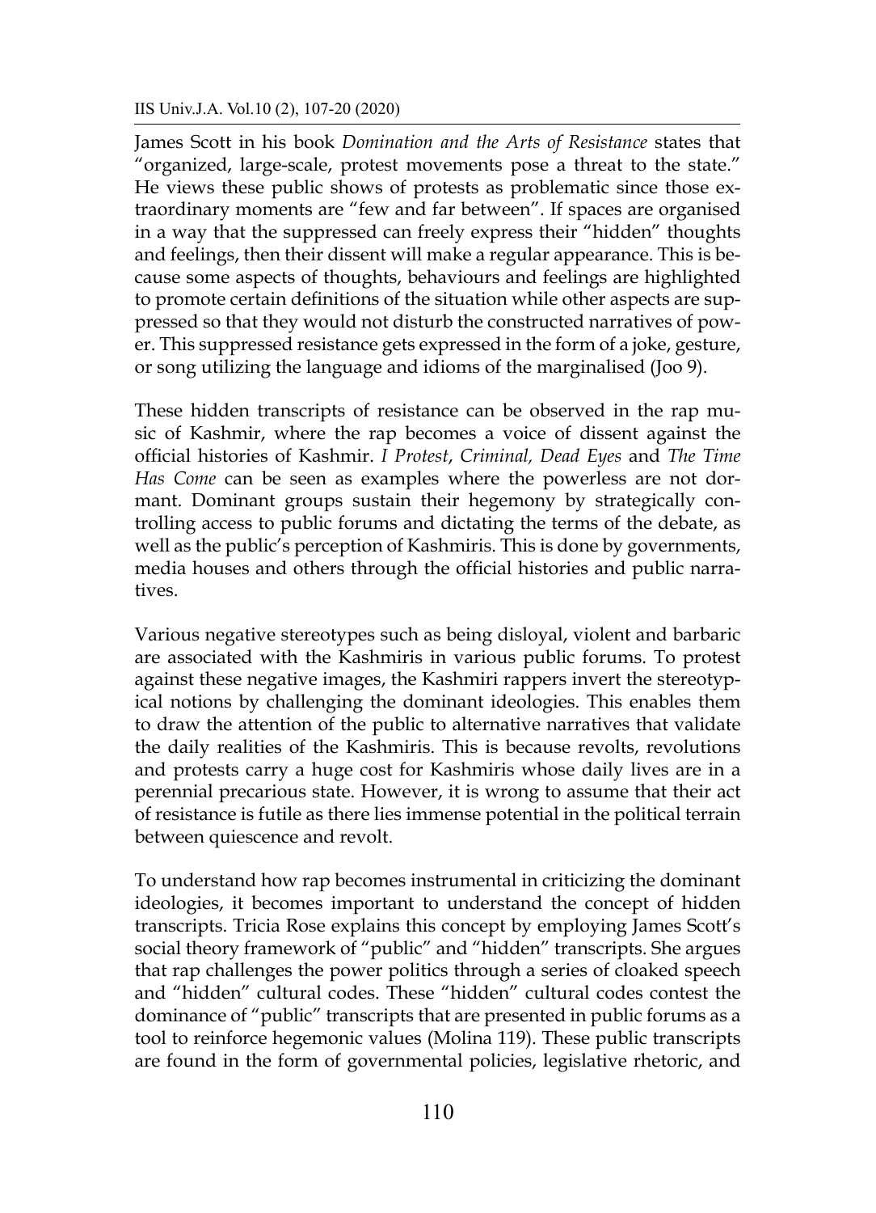James Scott in his book *Domination and the Arts of Resistance* states that "organized, large-scale, protest movements pose a threat to the state." He views these public shows of protests as problematic since those extraordinary moments are "few and far between". If spaces are organised in a way that the suppressed can freely express their "hidden" thoughts and feelings, then their dissent will make a regular appearance. This is because some aspects of thoughts, behaviours and feelings are highlighted to promote certain definitions of the situation while other aspects are suppressed so that they would not disturb the constructed narratives of power. This suppressed resistance gets expressed in the form of a joke, gesture, or song utilizing the language and idioms of the marginalised (Joo 9).

These hidden transcripts of resistance can be observed in the rap music of Kashmir, where the rap becomes a voice of dissent against the official histories of Kashmir. *I Protest*, *Criminal, Dead Eyes* and *The Time Has Come* can be seen as examples where the powerless are not dormant. Dominant groups sustain their hegemony by strategically controlling access to public forums and dictating the terms of the debate, as well as the public's perception of Kashmiris. This is done by governments, media houses and others through the official histories and public narratives.

Various negative stereotypes such as being disloyal, violent and barbaric are associated with the Kashmiris in various public forums. To protest against these negative images, the Kashmiri rappers invert the stereotypical notions by challenging the dominant ideologies. This enables them to draw the attention of the public to alternative narratives that validate the daily realities of the Kashmiris. This is because revolts, revolutions and protests carry a huge cost for Kashmiris whose daily lives are in a perennial precarious state. However, it is wrong to assume that their act of resistance is futile as there lies immense potential in the political terrain between quiescence and revolt.

To understand how rap becomes instrumental in criticizing the dominant ideologies, it becomes important to understand the concept of hidden transcripts. Tricia Rose explains this concept by employing James Scott's social theory framework of "public" and "hidden" transcripts. She argues that rap challenges the power politics through a series of cloaked speech and "hidden" cultural codes. These "hidden" cultural codes contest the dominance of "public" transcripts that are presented in public forums as a tool to reinforce hegemonic values (Molina 119). These public transcripts are found in the form of governmental policies, legislative rhetoric, and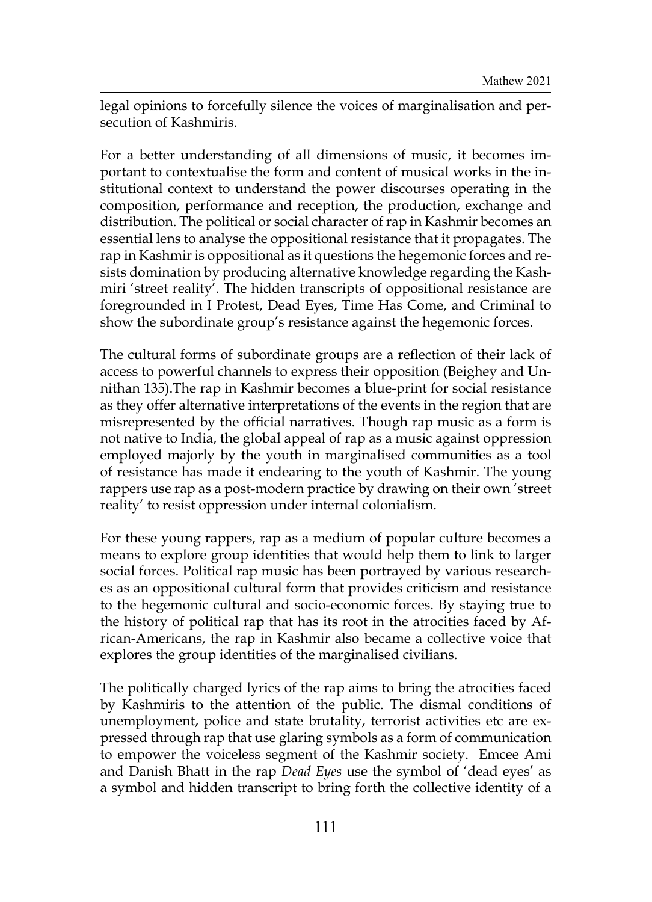legal opinions to forcefully silence the voices of marginalisation and persecution of Kashmiris.

For a better understanding of all dimensions of music, it becomes important to contextualise the form and content of musical works in the institutional context to understand the power discourses operating in the composition, performance and reception, the production, exchange and distribution. The political or social character of rap in Kashmir becomes an essential lens to analyse the oppositional resistance that it propagates. The rap in Kashmir is oppositional as it questions the hegemonic forces and resists domination by producing alternative knowledge regarding the Kashmiri 'street reality'. The hidden transcripts of oppositional resistance are foregrounded in I Protest, Dead Eyes, Time Has Come, and Criminal to show the subordinate group's resistance against the hegemonic forces.

The cultural forms of subordinate groups are a reflection of their lack of access to powerful channels to express their opposition (Beighey and Unnithan 135).The rap in Kashmir becomes a blue-print for social resistance as they offer alternative interpretations of the events in the region that are misrepresented by the official narratives. Though rap music as a form is not native to India, the global appeal of rap as a music against oppression employed majorly by the youth in marginalised communities as a tool of resistance has made it endearing to the youth of Kashmir. The young rappers use rap as a post-modern practice by drawing on their own 'street reality' to resist oppression under internal colonialism.

For these young rappers, rap as a medium of popular culture becomes a means to explore group identities that would help them to link to larger social forces. Political rap music has been portrayed by various researches as an oppositional cultural form that provides criticism and resistance to the hegemonic cultural and socio-economic forces. By staying true to the history of political rap that has its root in the atrocities faced by African-Americans, the rap in Kashmir also became a collective voice that explores the group identities of the marginalised civilians.

The politically charged lyrics of the rap aims to bring the atrocities faced by Kashmiris to the attention of the public. The dismal conditions of unemployment, police and state brutality, terrorist activities etc are expressed through rap that use glaring symbols as a form of communication to empower the voiceless segment of the Kashmir society. Emcee Ami and Danish Bhatt in the rap *Dead Eyes* use the symbol of 'dead eyes' as a symbol and hidden transcript to bring forth the collective identity of a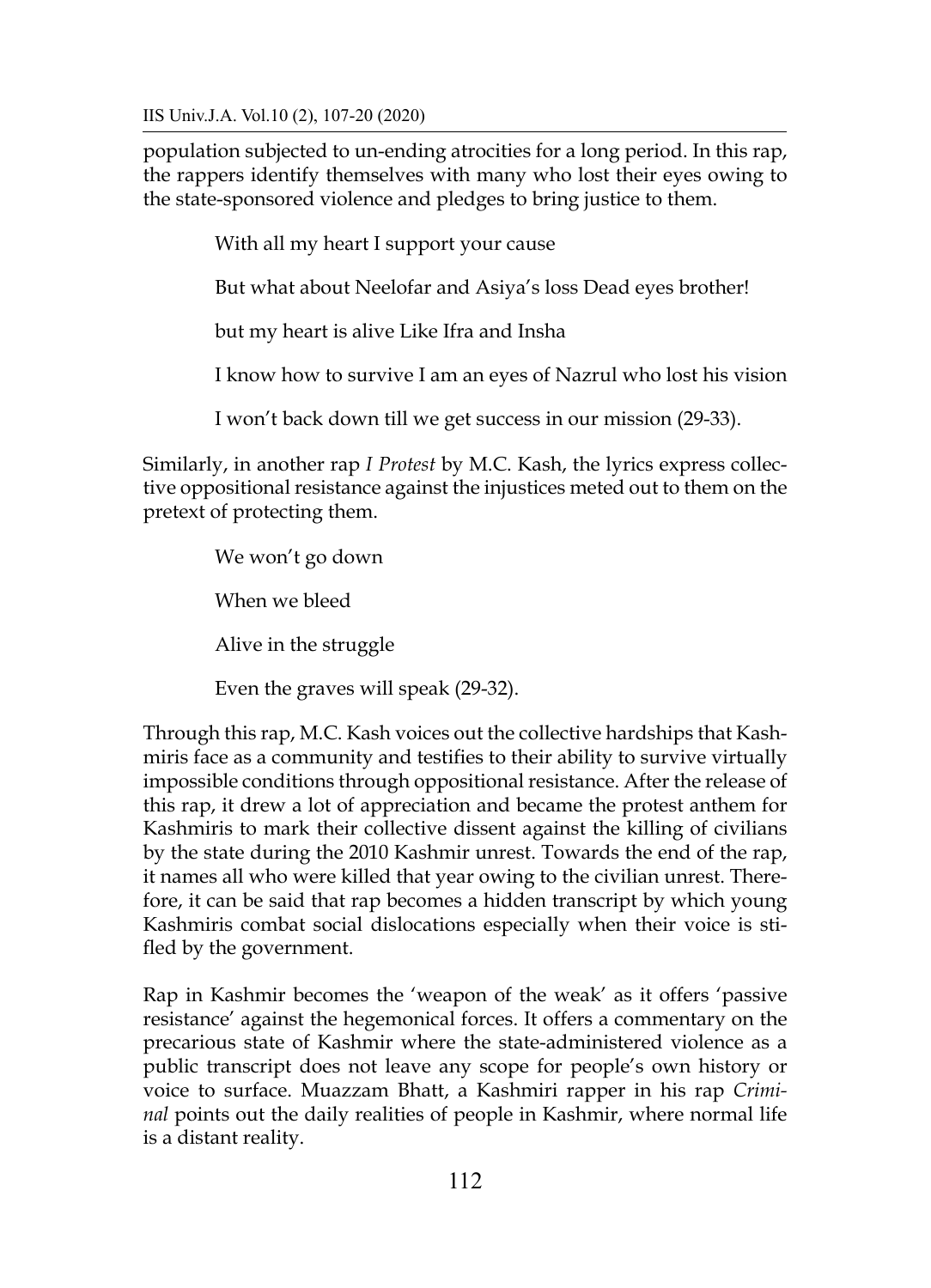population subjected to un-ending atrocities for a long period. In this rap, the rappers identify themselves with many who lost their eyes owing to the state-sponsored violence and pledges to bring justice to them.

> With all my heart I support your cause
>
> But what about Neelofar and Asiya's loss Dead eyes brother!
>
> but my heart is alive Like Ifra and Insha
>
> I know how to survive I am an eyes of Nazrul who lost his vision
>
> I won't back down till we get success in our mission (29-33).

Similarly, in another rap *I Protest* by M.C. Kash, the lyrics express collective oppositional resistance against the injustices meted out to them on the pretext of protecting them.

> We won't go down
>
> When we bleed
>
> Alive in the struggle
>
> Even the graves will speak (29-32).

Through this rap, M.C. Kash voices out the collective hardships that Kashmiris face as a community and testifies to their ability to survive virtually impossible conditions through oppositional resistance. After the release of this rap, it drew a lot of appreciation and became the protest anthem for Kashmiris to mark their collective dissent against the killing of civilians by the state during the 2010 Kashmir unrest. Towards the end of the rap, it names all who were killed that year owing to the civilian unrest. Therefore, it can be said that rap becomes a hidden transcript by which young Kashmiris combat social dislocations especially when their voice is stifled by the government.

Rap in Kashmir becomes the 'weapon of the weak' as it offers 'passive resistance' against the hegemonical forces. It offers a commentary on the precarious state of Kashmir where the state-administered violence as a public transcript does not leave any scope for people's own history or voice to surface. Muazzam Bhatt, a Kashmiri rapper in his rap *Criminal* points out the daily realities of people in Kashmir, where normal life is a distant reality.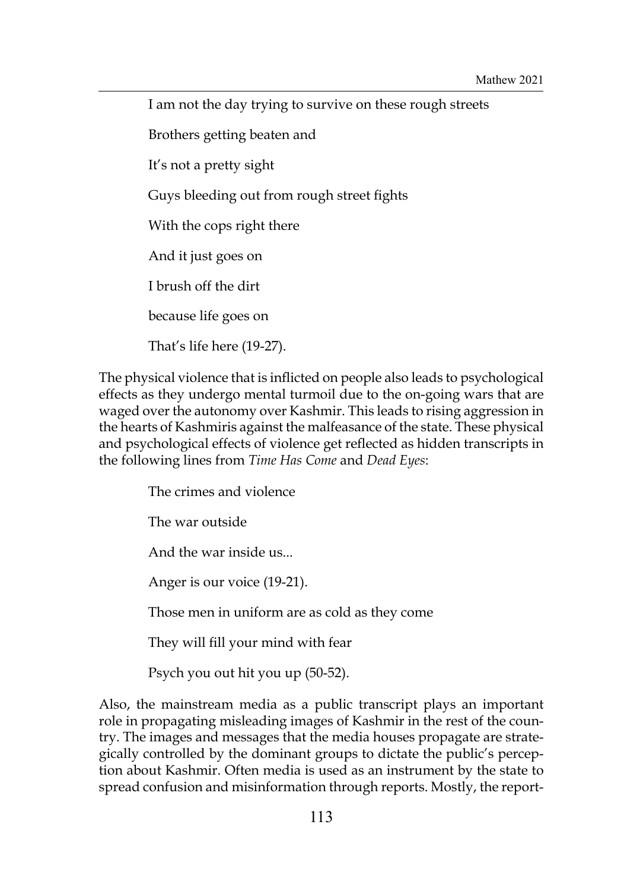I am not the day trying to survive on these rough streets

Brothers getting beaten and

It's not a pretty sight

Guys bleeding out from rough street fights

With the cops right there

And it just goes on

I brush off the dirt

because life goes on

That's life here (19-27).

The physical violence that is inflicted on people also leads to psychological effects as they undergo mental turmoil due to the on-going wars that are waged over the autonomy over Kashmir. This leads to rising aggression in the hearts of Kashmiris against the malfeasance of the state. These physical and psychological effects of violence get reflected as hidden transcripts in the following lines from *Time Has Come* and *Dead Eyes*:

The crimes and violence

The war outside

And the war inside us...

Anger is our voice (19-21).

Those men in uniform are as cold as they come

They will fill your mind with fear

Psych you out hit you up (50-52).

Also, the mainstream media as a public transcript plays an important role in propagating misleading images of Kashmir in the rest of the country. The images and messages that the media houses propagate are strategically controlled by the dominant groups to dictate the public's perception about Kashmir. Often media is used as an instrument by the state to spread confusion and misinformation through reports. Mostly, the report-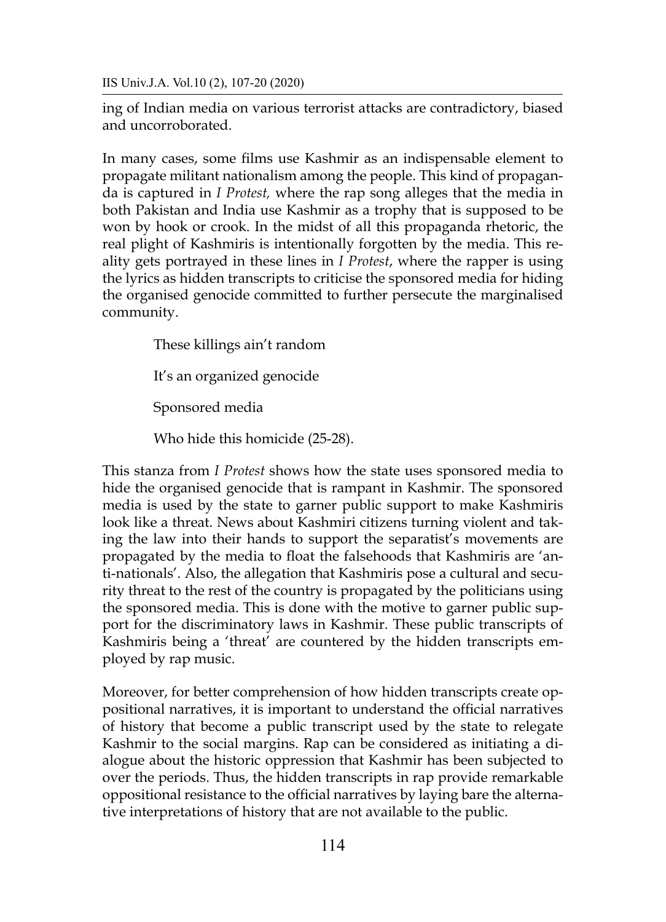ing of Indian media on various terrorist attacks are contradictory, biased and uncorroborated.

In many cases, some films use Kashmir as an indispensable element to propagate militant nationalism among the people. This kind of propaganda is captured in *I Protest,* where the rap song alleges that the media in both Pakistan and India use Kashmir as a trophy that is supposed to be won by hook or crook. In the midst of all this propaganda rhetoric, the real plight of Kashmiris is intentionally forgotten by the media. This reality gets portrayed in these lines in *I Protest*, where the rapper is using the lyrics as hidden transcripts to criticise the sponsored media for hiding the organised genocide committed to further persecute the marginalised community.

> These killings ain't random
>
> It's an organized genocide
>
> Sponsored media
>
> Who hide this homicide (25-28).

This stanza from *I Protest* shows how the state uses sponsored media to hide the organised genocide that is rampant in Kashmir. The sponsored media is used by the state to garner public support to make Kashmiris look like a threat. News about Kashmiri citizens turning violent and taking the law into their hands to support the separatist's movements are propagated by the media to float the falsehoods that Kashmiris are 'anti-nationals'. Also, the allegation that Kashmiris pose a cultural and security threat to the rest of the country is propagated by the politicians using the sponsored media. This is done with the motive to garner public support for the discriminatory laws in Kashmir. These public transcripts of Kashmiris being a 'threat' are countered by the hidden transcripts employed by rap music.

Moreover, for better comprehension of how hidden transcripts create oppositional narratives, it is important to understand the official narratives of history that become a public transcript used by the state to relegate Kashmir to the social margins. Rap can be considered as initiating a dialogue about the historic oppression that Kashmir has been subjected to over the periods. Thus, the hidden transcripts in rap provide remarkable oppositional resistance to the official narratives by laying bare the alternative interpretations of history that are not available to the public.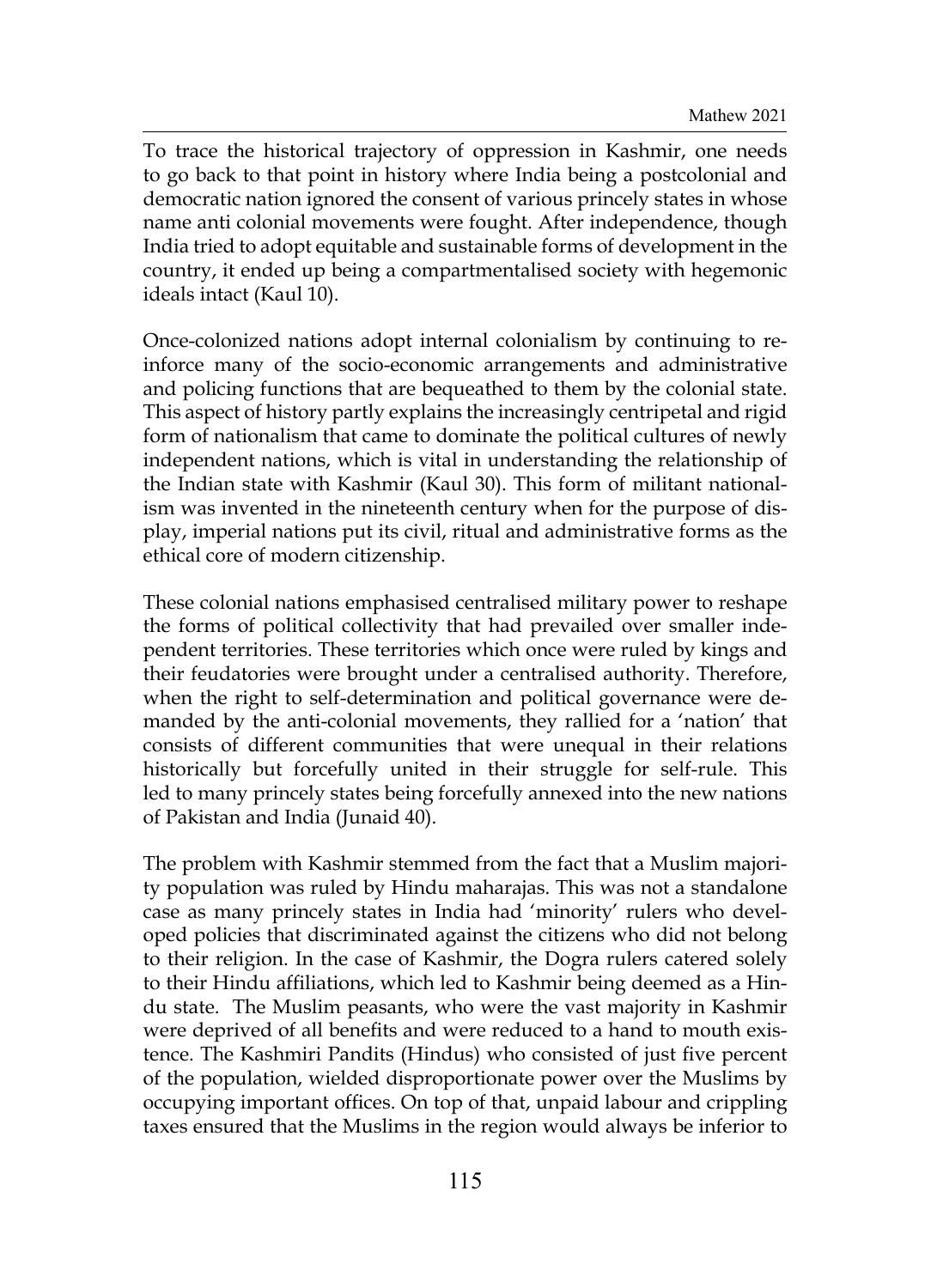To trace the historical trajectory of oppression in Kashmir, one needs to go back to that point in history where India being a postcolonial and democratic nation ignored the consent of various princely states in whose name anti colonial movements were fought. After independence, though India tried to adopt equitable and sustainable forms of development in the country, it ended up being a compartmentalised society with hegemonic ideals intact (Kaul 10).

Once-colonized nations adopt internal colonialism by continuing to reinforce many of the socio-economic arrangements and administrative and policing functions that are bequeathed to them by the colonial state. This aspect of history partly explains the increasingly centripetal and rigid form of nationalism that came to dominate the political cultures of newly independent nations, which is vital in understanding the relationship of the Indian state with Kashmir (Kaul 30). This form of militant nationalism was invented in the nineteenth century when for the purpose of display, imperial nations put its civil, ritual and administrative forms as the ethical core of modern citizenship.

These colonial nations emphasised centralised military power to reshape the forms of political collectivity that had prevailed over smaller independent territories. These territories which once were ruled by kings and their feudatories were brought under a centralised authority. Therefore, when the right to self-determination and political governance were demanded by the anti-colonial movements, they rallied for a 'nation' that consists of different communities that were unequal in their relations historically but forcefully united in their struggle for self-rule. This led to many princely states being forcefully annexed into the new nations of Pakistan and India (Junaid 40).

The problem with Kashmir stemmed from the fact that a Muslim majority population was ruled by Hindu maharajas. This was not a standalone case as many princely states in India had 'minority' rulers who developed policies that discriminated against the citizens who did not belong to their religion. In the case of Kashmir, the Dogra rulers catered solely to their Hindu affiliations, which led to Kashmir being deemed as a Hindu state. The Muslim peasants, who were the vast majority in Kashmir were deprived of all benefits and were reduced to a hand to mouth existence. The Kashmiri Pandits (Hindus) who consisted of just five percent of the population, wielded disproportionate power over the Muslims by occupying important offices. On top of that, unpaid labour and crippling taxes ensured that the Muslims in the region would always be inferior to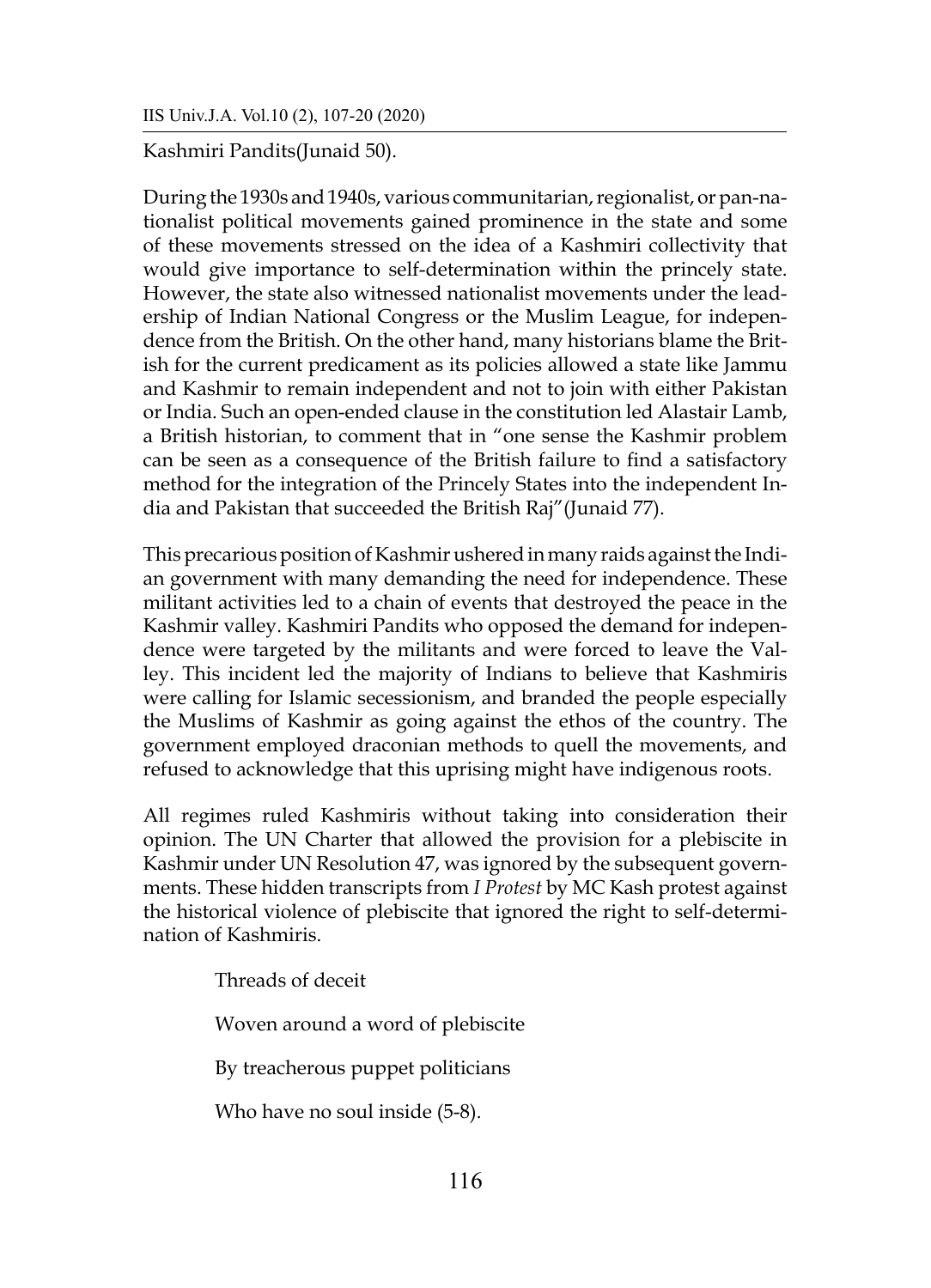Kashmiri Pandits(Junaid 50).

During the 1930s and 1940s, various communitarian, regionalist, or pan-nationalist political movements gained prominence in the state and some of these movements stressed on the idea of a Kashmiri collectivity that would give importance to self-determination within the princely state. However, the state also witnessed nationalist movements under the leadership of Indian National Congress or the Muslim League, for independence from the British. On the other hand, many historians blame the British for the current predicament as its policies allowed a state like Jammu and Kashmir to remain independent and not to join with either Pakistan or India. Such an open-ended clause in the constitution led Alastair Lamb, a British historian, to comment that in "one sense the Kashmir problem can be seen as a consequence of the British failure to find a satisfactory method for the integration of the Princely States into the independent India and Pakistan that succeeded the British Raj"(Junaid 77).

This precarious position of Kashmir ushered in many raids against the Indian government with many demanding the need for independence. These militant activities led to a chain of events that destroyed the peace in the Kashmir valley. Kashmiri Pandits who opposed the demand for independence were targeted by the militants and were forced to leave the Valley. This incident led the majority of Indians to believe that Kashmiris were calling for Islamic secessionism, and branded the people especially the Muslims of Kashmir as going against the ethos of the country. The government employed draconian methods to quell the movements, and refused to acknowledge that this uprising might have indigenous roots.

All regimes ruled Kashmiris without taking into consideration their opinion. The UN Charter that allowed the provision for a plebiscite in Kashmir under UN Resolution 47, was ignored by the subsequent governments. These hidden transcripts from *I Protest* by MC Kash protest against the historical violence of plebiscite that ignored the right to self-determination of Kashmiris.

> Threads of deceit
>
> Woven around a word of plebiscite
>
> By treacherous puppet politicians
>
> Who have no soul inside (5-8).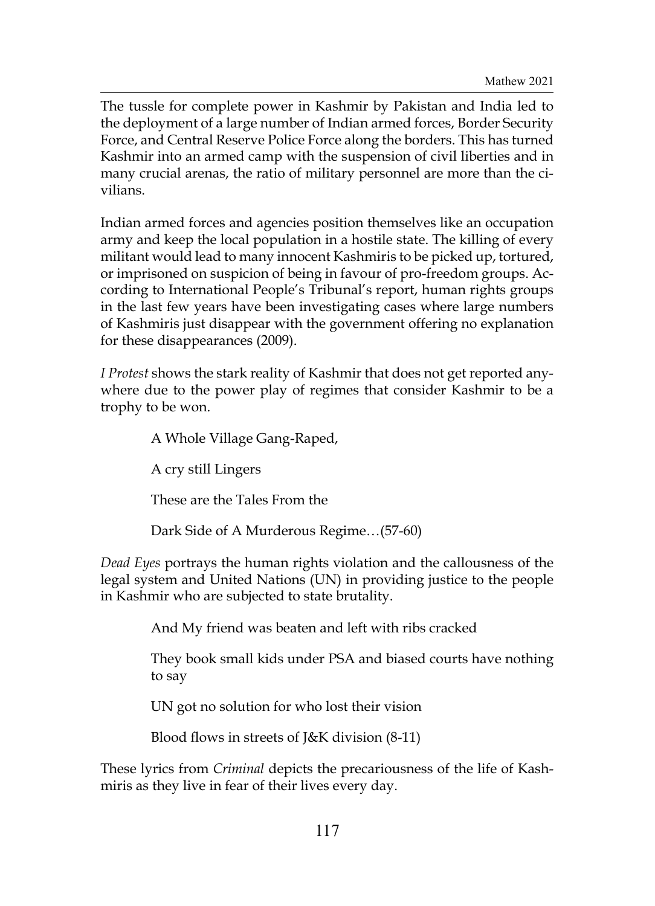The tussle for complete power in Kashmir by Pakistan and India led to the deployment of a large number of Indian armed forces, Border Security Force, and Central Reserve Police Force along the borders. This has turned Kashmir into an armed camp with the suspension of civil liberties and in many crucial arenas, the ratio of military personnel are more than the civilians.

Indian armed forces and agencies position themselves like an occupation army and keep the local population in a hostile state. The killing of every militant would lead to many innocent Kashmiris to be picked up, tortured, or imprisoned on suspicion of being in favour of pro-freedom groups. According to International People's Tribunal's report, human rights groups in the last few years have been investigating cases where large numbers of Kashmiris just disappear with the government offering no explanation for these disappearances (2009).

*I Protest* shows the stark reality of Kashmir that does not get reported anywhere due to the power play of regimes that consider Kashmir to be a trophy to be won.

> A Whole Village Gang-Raped,
>
> A cry still Lingers
>
> These are the Tales From the
>
> Dark Side of A Murderous Regime…(57-60)

*Dead Eyes* portrays the human rights violation and the callousness of the legal system and United Nations (UN) in providing justice to the people in Kashmir who are subjected to state brutality.

> And My friend was beaten and left with ribs cracked
>
> They book small kids under PSA and biased courts have nothing to say
>
> UN got no solution for who lost their vision
>
> Blood flows in streets of J&K division (8-11)

These lyrics from *Criminal* depicts the precariousness of the life of Kashmiris as they live in fear of their lives every day.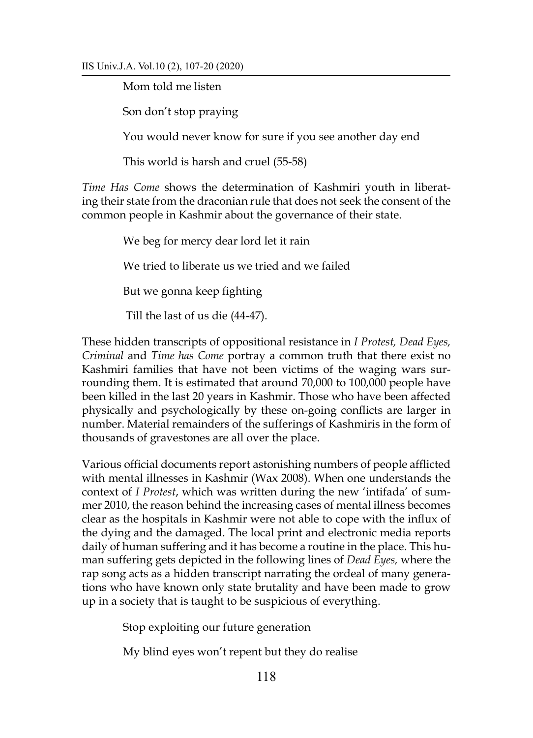Mom told me listen

Son don't stop praying

You would never know for sure if you see another day end

This world is harsh and cruel (55-58)

*Time Has Come* shows the determination of Kashmiri youth in liberating their state from the draconian rule that does not seek the consent of the common people in Kashmir about the governance of their state.

We beg for mercy dear lord let it rain

We tried to liberate us we tried and we failed

But we gonna keep fighting

Till the last of us die (44-47).

These hidden transcripts of oppositional resistance in *I Protest, Dead Eyes, Criminal* and *Time has Come* portray a common truth that there exist no Kashmiri families that have not been victims of the waging wars surrounding them. It is estimated that around 70,000 to 100,000 people have been killed in the last 20 years in Kashmir. Those who have been affected physically and psychologically by these on-going conflicts are larger in number. Material remainders of the sufferings of Kashmiris in the form of thousands of gravestones are all over the place.

Various official documents report astonishing numbers of people afflicted with mental illnesses in Kashmir (Wax 2008). When one understands the context of *I Protest*, which was written during the new 'intifada' of summer 2010, the reason behind the increasing cases of mental illness becomes clear as the hospitals in Kashmir were not able to cope with the influx of the dying and the damaged. The local print and electronic media reports daily of human suffering and it has become a routine in the place. This human suffering gets depicted in the following lines of *Dead Eyes,* where the rap song acts as a hidden transcript narrating the ordeal of many generations who have known only state brutality and have been made to grow up in a society that is taught to be suspicious of everything.

Stop exploiting our future generation

My blind eyes won't repent but they do realise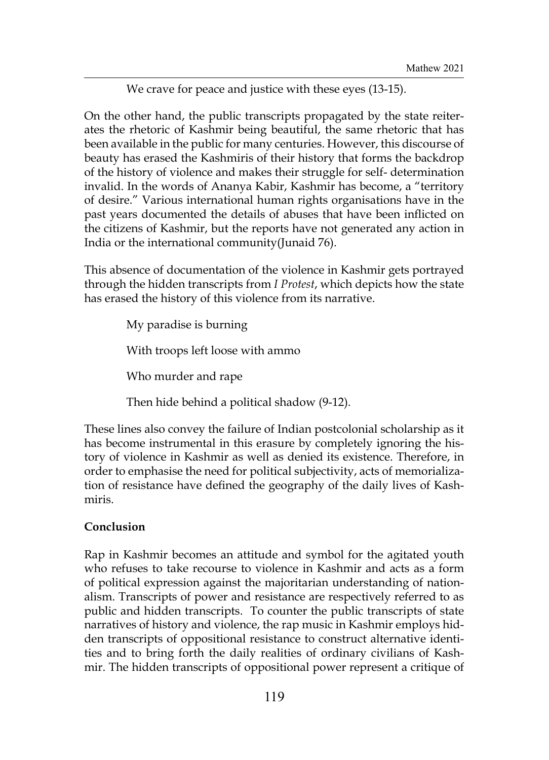We crave for peace and justice with these eyes (13-15).

On the other hand, the public transcripts propagated by the state reiterates the rhetoric of Kashmir being beautiful, the same rhetoric that has been available in the public for many centuries. However, this discourse of beauty has erased the Kashmiris of their history that forms the backdrop of the history of violence and makes their struggle for self- determination invalid. In the words of Ananya Kabir, Kashmir has become, a "territory of desire." Various international human rights organisations have in the past years documented the details of abuses that have been inflicted on the citizens of Kashmir, but the reports have not generated any action in India or the international community(Junaid 76).

This absence of documentation of the violence in Kashmir gets portrayed through the hidden transcripts from *I Protest*, which depicts how the state has erased the history of this violence from its narrative.

> My paradise is burning
>
> With troops left loose with ammo
>
> Who murder and rape
>
> Then hide behind a political shadow (9-12).

These lines also convey the failure of Indian postcolonial scholarship as it has become instrumental in this erasure by completely ignoring the history of violence in Kashmir as well as denied its existence. Therefore, in order to emphasise the need for political subjectivity, acts of memorialization of resistance have defined the geography of the daily lives of Kashmiris.

**Conclusion**

Rap in Kashmir becomes an attitude and symbol for the agitated youth who refuses to take recourse to violence in Kashmir and acts as a form of political expression against the majoritarian understanding of nationalism. Transcripts of power and resistance are respectively referred to as public and hidden transcripts. To counter the public transcripts of state narratives of history and violence, the rap music in Kashmir employs hidden transcripts of oppositional resistance to construct alternative identities and to bring forth the daily realities of ordinary civilians of Kashmir. The hidden transcripts of oppositional power represent a critique of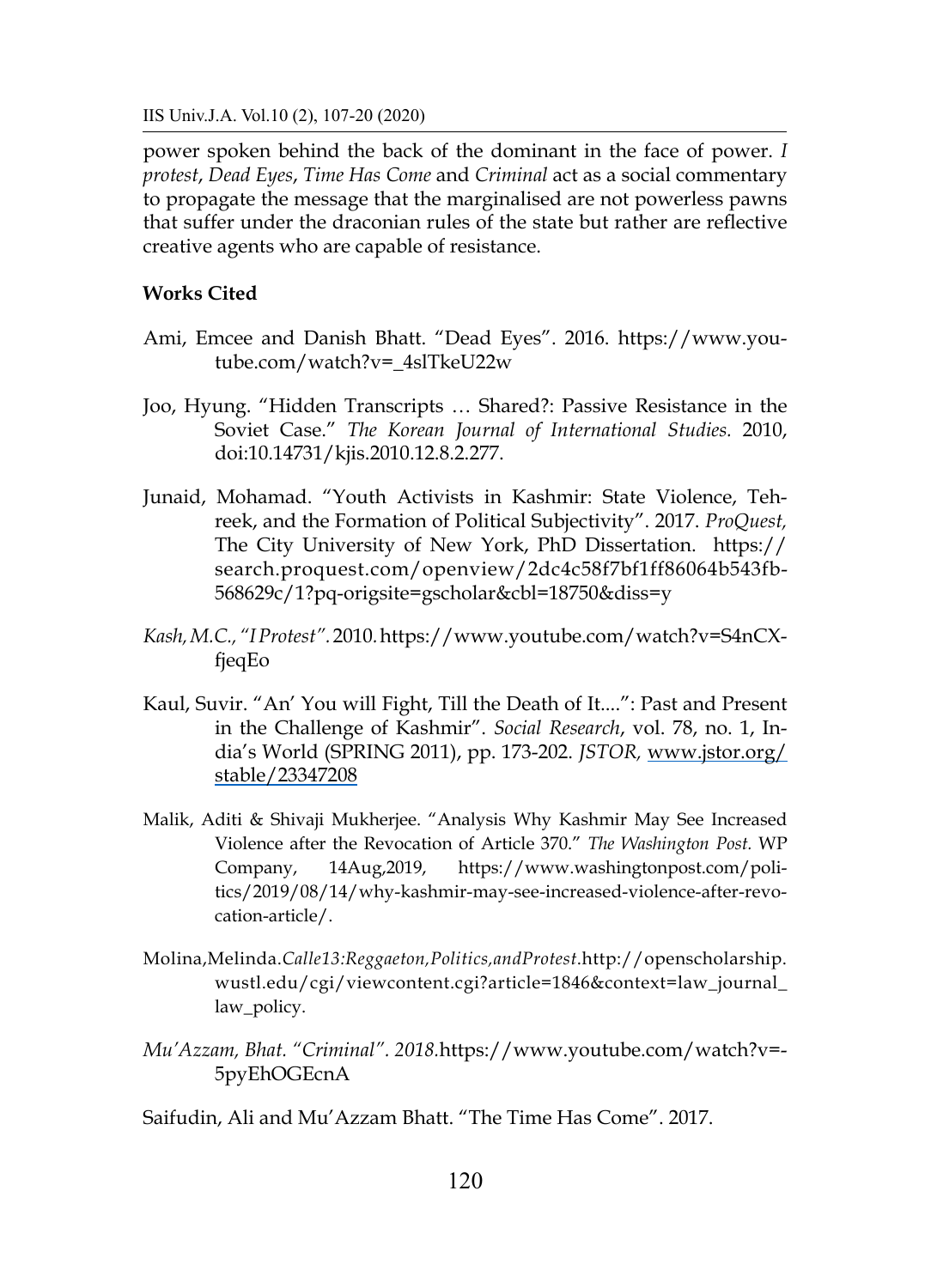power spoken behind the back of the dominant in the face of power. *I protest*, *Dead Eyes*, *Time Has Come* and *Criminal* act as a social commentary to propagate the message that the marginalised are not powerless pawns that suffer under the draconian rules of the state but rather are reflective creative agents who are capable of resistance.

**Works Cited**

Ami, Emcee and Danish Bhatt. "Dead Eyes". 2016. https://www.youtube.com/watch?v=_4slTkeU22w

Joo, Hyung. "Hidden Transcripts … Shared?: Passive Resistance in the Soviet Case." *The Korean Journal of International Studies.* 2010, doi:10.14731/kjis.2010.12.8.2.277.

Junaid, Mohamad. "Youth Activists in Kashmir: State Violence, Tehreek, and the Formation of Political Subjectivity". 2017. *ProQuest,* The City University of New York, PhD Dissertation. https://search.proquest.com/openview/2dc4c58f7bf1ff86064b543fb568629c/1?pq-origsite=gscholar&cbl=18750&diss=y

*Kash, M.C., "I Protest".* 2010. https://www.youtube.com/watch?v=S4nCXfjeqEo

Kaul, Suvir. "An' You will Fight, Till the Death of It....": Past and Present in the Challenge of Kashmir". *Social Research*, vol. 78, no. 1, India's World (SPRING 2011), pp. 173-202. *JSTOR,* www.jstor.org/stable/23347208

Malik, Aditi & Shivaji Mukherjee. "Analysis Why Kashmir May See Increased Violence after the Revocation of Article 370." *The Washington Post.* WP Company, 14Aug,2019, https://www.washingtonpost.com/politics/2019/08/14/why-kashmir-may-see-increased-violence-after-revocation-article/.

Molina,Melinda.*Calle13:Reggaeton,Politics,andProtest*.http://openscholarship.wustl.edu/cgi/viewcontent.cgi?article=1846&context=law_journal_law_policy.

*Mu'Azzam, Bhat. "Criminal". 2018.*https://www.youtube.com/watch?v=-5pyEhOGEcnA

Saifudin, Ali and Mu'Azzam Bhatt. "The Time Has Come". 2017.